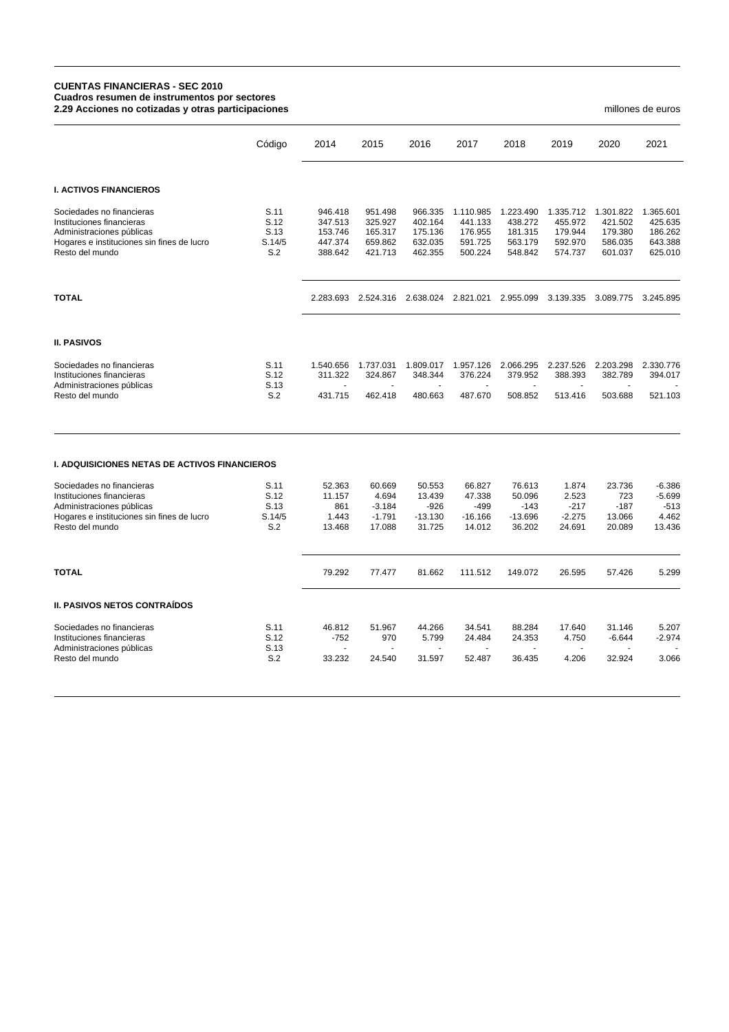**CUENTAS FINANCIERAS - SEC 2010**
**Cuadros resumen de instrumentos por sectores**
**2.29 Acciones no cotizadas y otras participaciones**

millones de euros

| | Código | 2014 | 2015 | 2016 | 2017 | 2018 | 2019 | 2020 | 2021 |
|---|---|---|---|---|---|---|---|---|---|
| **I. ACTIVOS FINANCIEROS** | | | | | | | | | |
| Sociedades no financieras | S.11 | 946.418 | 951.498 | 966.335 | 1.110.985 | 1.223.490 | 1.335.712 | 1.301.822 | 1.365.601 |
| Instituciones financieras | S.12 | 347.513 | 325.927 | 402.164 | 441.133 | 438.272 | 455.972 | 421.502 | 425.635 |
| Administraciones públicas | S.13 | 153.746 | 165.317 | 175.136 | 176.955 | 181.315 | 179.944 | 179.380 | 186.262 |
| Hogares e instituciones sin fines de lucro | S.14/5 | 447.374 | 659.862 | 632.035 | 591.725 | 563.179 | 592.970 | 586.035 | 643.388 |
| Resto del mundo | S.2 | 388.642 | 421.713 | 462.355 | 500.224 | 548.842 | 574.737 | 601.037 | 625.010 |
| **TOTAL** | | 2.283.693 | 2.524.316 | 2.638.024 | 2.821.021 | 2.955.099 | 3.139.335 | 3.089.775 | 3.245.895 |
| **II. PASIVOS** | | | | | | | | | |
| Sociedades no financieras | S.11 | 1.540.656 | 1.737.031 | 1.809.017 | 1.957.126 | 2.066.295 | 2.237.526 | 2.203.298 | 2.330.776 |
| Instituciones financieras | S.12 | 311.322 | 324.867 | 348.344 | 376.224 | 379.952 | 388.393 | 382.789 | 394.017 |
| Administraciones públicas | S.13 | - | - | - | - | - | - | - | - |
| Resto del mundo | S.2 | 431.715 | 462.418 | 480.663 | 487.670 | 508.852 | 513.416 | 503.688 | 521.103 |

| | Código | 2014 | 2015 | 2016 | 2017 | 2018 | 2019 | 2020 | 2021 |
|---|---|---|---|---|---|---|---|---|---|
| **I. ADQUISICIONES NETAS DE ACTIVOS FINANCIEROS** | | | | | | | | | |
| Sociedades no financieras | S.11 | 52.363 | 60.669 | 50.553 | 66.827 | 76.613 | 1.874 | 23.736 | -6.386 |
| Instituciones financieras | S.12 | 11.157 | 4.694 | 13.439 | 47.338 | 50.096 | 2.523 | 723 | -5.699 |
| Administraciones públicas | S.13 | 861 | -3.184 | -926 | -499 | -143 | -217 | -187 | -513 |
| Hogares e instituciones sin fines de lucro | S.14/5 | 1.443 | -1.791 | -13.130 | -16.166 | -13.696 | -2.275 | 13.066 | 4.462 |
| Resto del mundo | S.2 | 13.468 | 17.088 | 31.725 | 14.012 | 36.202 | 24.691 | 20.089 | 13.436 |
| **TOTAL** | | 79.292 | 77.477 | 81.662 | 111.512 | 149.072 | 26.595 | 57.426 | 5.299 |
| **II. PASIVOS NETOS CONTRAÍDOS** | | | | | | | | | |
| Sociedades no financieras | S.11 | 46.812 | 51.967 | 44.266 | 34.541 | 88.284 | 17.640 | 31.146 | 5.207 |
| Instituciones financieras | S.12 | -752 | 970 | 5.799 | 24.484 | 24.353 | 4.750 | -6.644 | -2.974 |
| Administraciones públicas | S.13 | - | - | - | - | - | - | - | - |
| Resto del mundo | S.2 | 33.232 | 24.540 | 31.597 | 52.487 | 36.435 | 4.206 | 32.924 | 3.066 |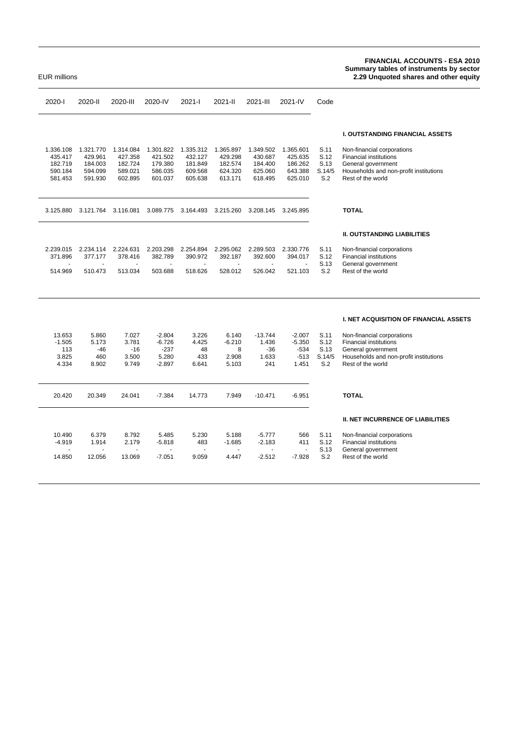EUR millions

**FINANCIAL ACCOUNTS - ESA 2010**
**Summary tables of instruments by sector**
**2.29 Unquoted shares and other equity**

| 2020-I | 2020-II | 2020-III | 2020-IV | 2021-I | 2021-II | 2021-III | 2021-IV | Code | |
|---|---|---|---|---|---|---|---|---|---|
| | | | | | | | | | **I. OUTSTANDING FINANCIAL ASSETS** |
| 1.336.108 | 1.321.770 | 1.314.084 | 1.301.822 | 1.335.312 | 1.365.897 | 1.349.502 | 1.365.601 | S.11 | Non-financial corporations |
| 435.417 | 429.961 | 427.358 | 421.502 | 432.127 | 429.298 | 430.687 | 425.635 | S.12 | Financial institutions |
| 182.719 | 184.003 | 182.724 | 179.380 | 181.849 | 182.574 | 184.400 | 186.262 | S.13 | General government |
| 590.184 | 594.099 | 589.021 | 586.035 | 609.568 | 624.320 | 625.060 | 643.388 | S.14/5 | Households and non-profit institutions |
| 581.453 | 591.930 | 602.895 | 601.037 | 605.638 | 613.171 | 618.495 | 625.010 | S.2 | Rest of the world |
| 3.125.880 | 3.121.764 | 3.116.081 | 3.089.775 | 3.164.493 | 3.215.260 | 3.208.145 | 3.245.895 | | **TOTAL** |
| | | | | | | | | | **II. OUTSTANDING LIABILITIES** |
| 2.239.015 | 2.234.114 | 2.224.631 | 2.203.298 | 2.254.894 | 2.295.062 | 2.289.503 | 2.330.776 | S.11 | Non-financial corporations |
| 371.896 | 377.177 | 378.416 | 382.789 | 390.972 | 392.187 | 392.600 | 394.017 | S.12 | Financial institutions |
| - | - | - | - | - | - | - | - | S.13 | General government |
| 514.969 | 510.473 | 513.034 | 503.688 | 518.626 | 528.012 | 526.042 | 521.103 | S.2 | Rest of the world |
| | | | | | | | | | **I. NET ACQUISITION OF FINANCIAL ASSETS** |
| 13.653 | 5.860 | 7.027 | -2.804 | 3.226 | 6.140 | -13.744 | -2.007 | S.11 | Non-financial corporations |
| -1.505 | 5.173 | 3.781 | -6.726 | 4.425 | -6.210 | 1.436 | -5.350 | S.12 | Financial institutions |
| 113 | -46 | -16 | -237 | 48 | 8 | -36 | -534 | S.13 | General government |
| 3.825 | 460 | 3.500 | 5.280 | 433 | 2.908 | 1.633 | -513 | S.14/5 | Households and non-profit institutions |
| 4.334 | 8.902 | 9.749 | -2.897 | 6.641 | 5.103 | 241 | 1.451 | S.2 | Rest of the world |
| 20.420 | 20.349 | 24.041 | -7.384 | 14.773 | 7.949 | -10.471 | -6.951 | | **TOTAL** |
| | | | | | | | | | **II. NET INCURRENCE OF LIABILITIES** |
| 10.490 | 6.379 | 8.792 | 5.485 | 5.230 | 5.188 | -5.777 | 566 | S.11 | Non-financial corporations |
| -4.919 | 1.914 | 2.179 | -5.818 | 483 | -1.685 | -2.183 | 411 | S.12 | Financial institutions |
| - | - | - | - | - | - | - | - | S.13 | General government |
| 14.850 | 12.056 | 13.069 | -7.051 | 9.059 | 4.447 | -2.512 | -7.928 | S.2 | Rest of the world |